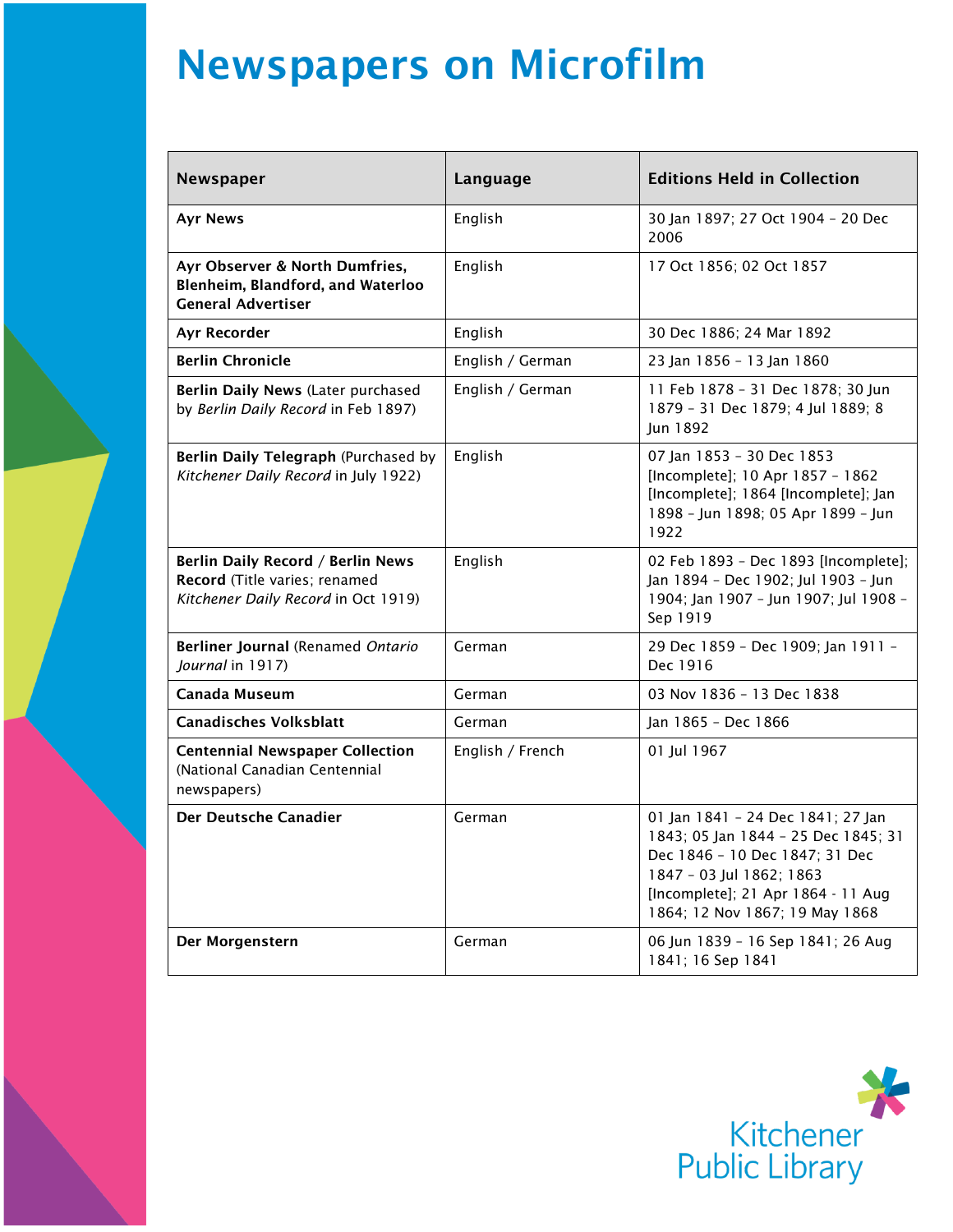# Newspapers on Microfilm

| Newspaper | Language | Editions Held in Collection |
| --- | --- | --- |
| **Ayr News** | English | 30 Jan 1897; 27 Oct 1904 – 20 Dec 2006 |
| **Ayr Observer & North Dumfries, Blenheim, Blandford, and Waterloo General Advertiser** | English | 17 Oct 1856; 02 Oct 1857 |
| **Ayr Recorder** | English | 30 Dec 1886; 24 Mar 1892 |
| **Berlin Chronicle** | English / German | 23 Jan 1856 – 13 Jan 1860 |
| **Berlin Daily News** (Later purchased by *Berlin Daily Record* in Feb 1897) | English / German | 11 Feb 1878 – 31 Dec 1878; 30 Jun 1879 – 31 Dec 1879; 4 Jul 1889; 8 Jun 1892 |
| **Berlin Daily Telegraph** (Purchased by *Kitchener Daily Record* in July 1922) | English | 07 Jan 1853 – 30 Dec 1853 [Incomplete]; 10 Apr 1857 – 1862 [Incomplete]; 1864 [Incomplete]; Jan 1898 – Jun 1898; 05 Apr 1899 – Jun 1922 |
| **Berlin Daily Record** / **Berlin News Record** (Title varies; renamed *Kitchener Daily Record* in Oct 1919) | English | 02 Feb 1893 – Dec 1893 [Incomplete]; Jan 1894 – Dec 1902; Jul 1903 – Jun 1904; Jan 1907 – Jun 1907; Jul 1908 – Sep 1919 |
| **Berliner Journal** (Renamed *Ontario Journal* in 1917) | German | 29 Dec 1859 – Dec 1909; Jan 1911 – Dec 1916 |
| **Canada Museum** | German | 03 Nov 1836 – 13 Dec 1838 |
| **Canadisches Volksblatt** | German | Jan 1865 – Dec 1866 |
| **Centennial Newspaper Collection** (National Canadian Centennial newspapers) | English / French | 01 Jul 1967 |
| **Der Deutsche Canadier** | German | 01 Jan 1841 – 24 Dec 1841; 27 Jan 1843; 05 Jan 1844 – 25 Dec 1845; 31 Dec 1846 – 10 Dec 1847; 31 Dec 1847 – 03 Jul 1862; 1863 [Incomplete]; 21 Apr 1864 - 11 Aug 1864; 12 Nov 1867; 19 May 1868 |
| **Der Morgenstern** | German | 06 Jun 1839 – 16 Sep 1841; 26 Aug 1841; 16 Sep 1841 |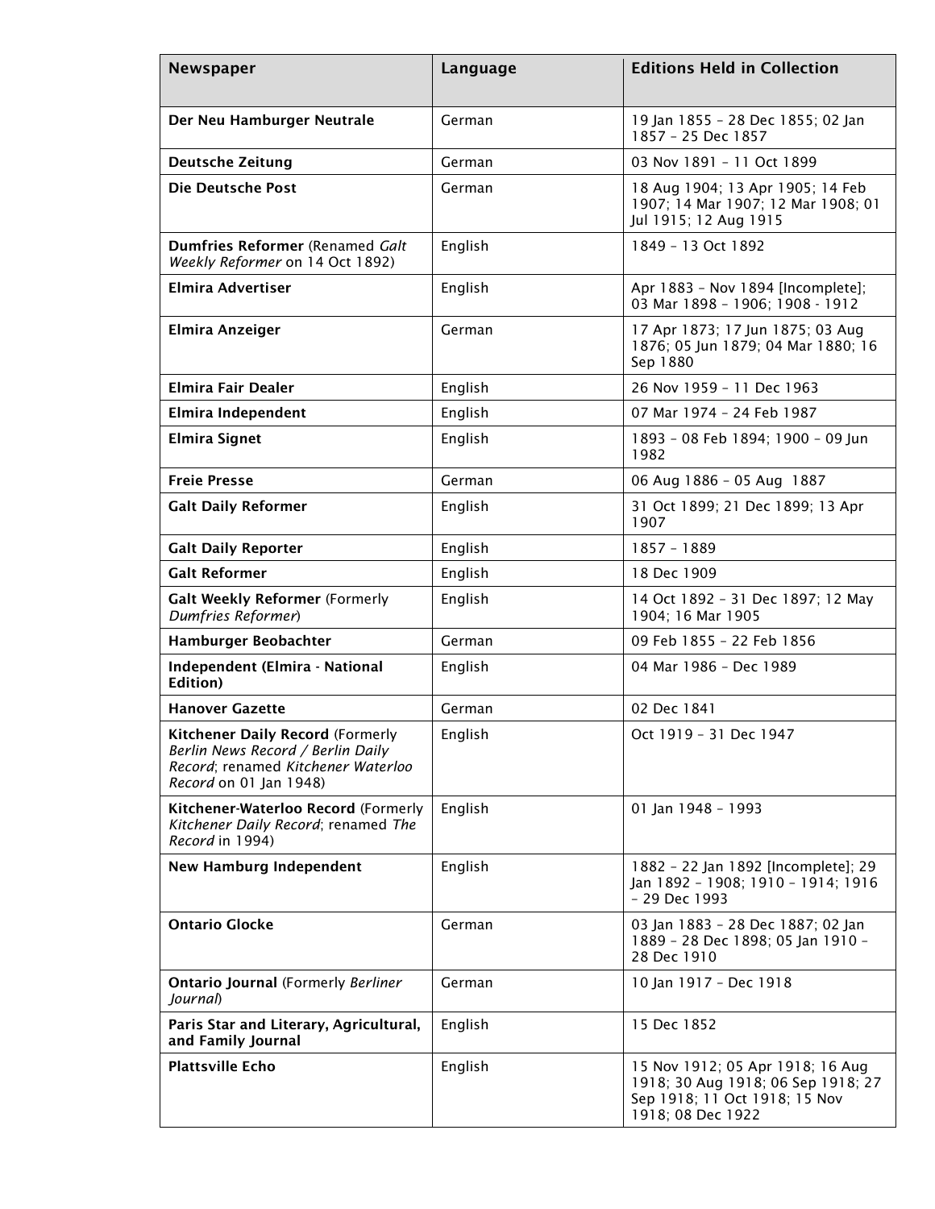| Newspaper | Language | Editions Held in Collection |
| --- | --- | --- |
| **Der Neu Hamburger Neutrale** | German | 19 Jan 1855 – 28 Dec 1855; 02 Jan 1857 – 25 Dec 1857 |
| **Deutsche Zeitung** | German | 03 Nov 1891 – 11 Oct 1899 |
| **Die Deutsche Post** | German | 18 Aug 1904; 13 Apr 1905; 14 Feb 1907; 14 Mar 1907; 12 Mar 1908; 01 Jul 1915; 12 Aug 1915 |
| **Dumfries Reformer** (Renamed *Galt Weekly Reformer* on 14 Oct 1892) | English | 1849 – 13 Oct 1892 |
| **Elmira Advertiser** | English | Apr 1883 – Nov 1894 [Incomplete]; 03 Mar 1898 – 1906; 1908 - 1912 |
| **Elmira Anzeiger** | German | 17 Apr 1873; 17 Jun 1875; 03 Aug 1876; 05 Jun 1879; 04 Mar 1880; 16 Sep 1880 |
| **Elmira Fair Dealer** | English | 26 Nov 1959 – 11 Dec 1963 |
| **Elmira Independent** | English | 07 Mar 1974 – 24 Feb 1987 |
| **Elmira Signet** | English | 1893 – 08 Feb 1894; 1900 – 09 Jun 1982 |
| **Freie Presse** | German | 06 Aug 1886 – 05 Aug 1887 |
| **Galt Daily Reformer** | English | 31 Oct 1899; 21 Dec 1899; 13 Apr 1907 |
| **Galt Daily Reporter** | English | 1857 – 1889 |
| **Galt Reformer** | English | 18 Dec 1909 |
| **Galt Weekly Reformer** (Formerly *Dumfries Reformer*) | English | 14 Oct 1892 – 31 Dec 1897; 12 May 1904; 16 Mar 1905 |
| **Hamburger Beobachter** | German | 09 Feb 1855 – 22 Feb 1856 |
| **Independent (Elmira - National Edition)** | English | 04 Mar 1986 – Dec 1989 |
| **Hanover Gazette** | German | 02 Dec 1841 |
| **Kitchener Daily Record** (Formerly *Berlin News Record / Berlin Daily Record*; renamed *Kitchener Waterloo Record* on 01 Jan 1948) | English | Oct 1919 – 31 Dec 1947 |
| **Kitchener-Waterloo Record** (Formerly *Kitchener Daily Record*; renamed *The Record* in 1994) | English | 01 Jan 1948 – 1993 |
| **New Hamburg Independent** | English | 1882 – 22 Jan 1892 [Incomplete]; 29 Jan 1892 – 1908; 1910 – 1914; 1916 – 29 Dec 1993 |
| **Ontario Glocke** | German | 03 Jan 1883 – 28 Dec 1887; 02 Jan 1889 – 28 Dec 1898; 05 Jan 1910 – 28 Dec 1910 |
| **Ontario Journal** (Formerly *Berliner Journal*) | German | 10 Jan 1917 – Dec 1918 |
| **Paris Star and Literary, Agricultural, and Family Journal** | English | 15 Dec 1852 |
| **Plattsville Echo** | English | 15 Nov 1912; 05 Apr 1918; 16 Aug 1918; 30 Aug 1918; 06 Sep 1918; 27 Sep 1918; 11 Oct 1918; 15 Nov 1918; 08 Dec 1922 |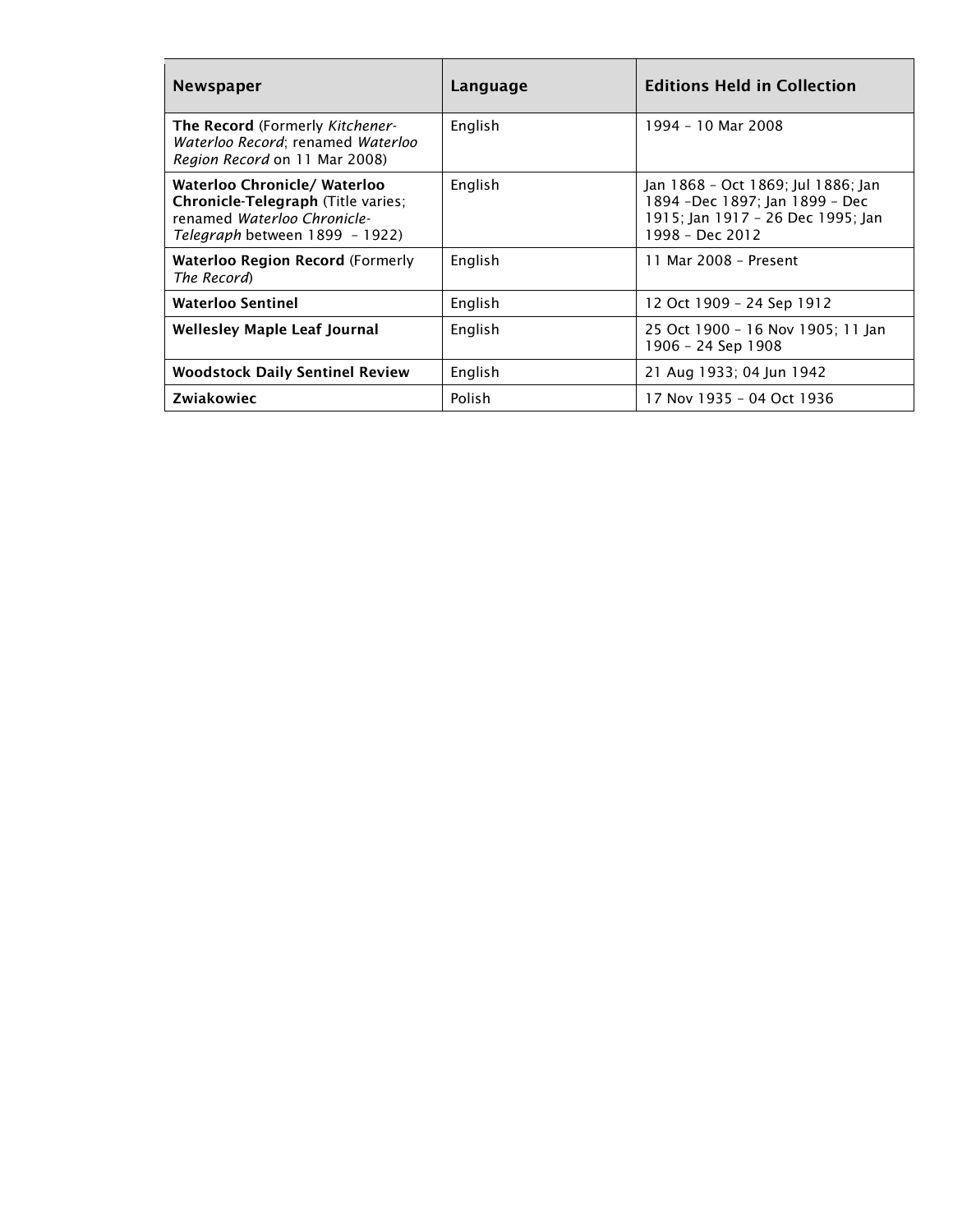| Newspaper | Language | Editions Held in Collection |
| --- | --- | --- |
| **The Record** (Formerly *Kitchener-Waterloo Record*; renamed *Waterloo Region Record* on 11 Mar 2008) | English | 1994 – 10 Mar 2008 |
| **Waterloo Chronicle/ Waterloo Chronicle-Telegraph** (Title varies; renamed *Waterloo Chronicle-Telegraph* between 1899 – 1922) | English | Jan 1868 – Oct 1869; Jul 1886; Jan 1894 –Dec 1897; Jan 1899 – Dec 1915; Jan 1917 – 26 Dec 1995; Jan 1998 – Dec 2012 |
| **Waterloo Region Record** (Formerly *The Record*) | English | 11 Mar 2008 – Present |
| **Waterloo Sentinel** | English | 12 Oct 1909 – 24 Sep 1912 |
| **Wellesley Maple Leaf Journal** | English | 25 Oct 1900 – 16 Nov 1905; 11 Jan 1906 – 24 Sep 1908 |
| **Woodstock Daily Sentinel Review** | English | 21 Aug 1933; 04 Jun 1942 |
| **Zwiakowiec** | Polish | 17 Nov 1935 – 04 Oct 1936 |